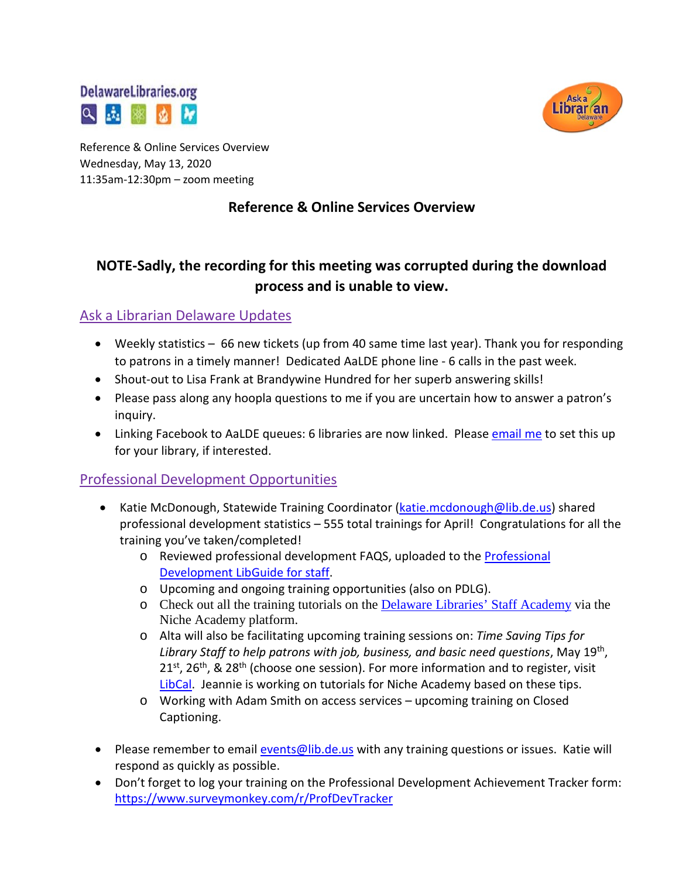DelawareLibraries.org

Ask a Librarian Delaware

Reference & Online Services Overview
Wednesday, May 13, 2020
11:35am-12:30pm – zoom meeting

# Reference & Online Services Overview

**NOTE-Sadly, the recording for this meeting was corrupted during the download process and is unable to view.**

## Ask a Librarian Delaware Updates

- Weekly statistics – 66 new tickets (up from 40 same time last year). Thank you for responding to patrons in a timely manner! Dedicated AaLDE phone line - 6 calls in the past week.
- Shout-out to Lisa Frank at Brandywine Hundred for her superb answering skills!
- Please pass along any hoopla questions to me if you are uncertain how to answer a patron's inquiry.
- Linking Facebook to AaLDE queues: 6 libraries are now linked. Please email me to set this up for your library, if interested.

## Professional Development Opportunities

- Katie McDonough, Statewide Training Coordinator (katie.mcdonough@lib.de.us) shared professional development statistics – 555 total trainings for April! Congratulations for all the training you've taken/completed!
  - Reviewed professional development FAQS, uploaded to the Professional Development LibGuide for staff.
  - Upcoming and ongoing training opportunities (also on PDLG).
  - Check out all the training tutorials on the Delaware Libraries' Staff Academy via the Niche Academy platform.
  - Alta will also be facilitating upcoming training sessions on: *Time Saving Tips for Library Staff to help patrons with job, business, and basic need questions*, May 19th, 21st, 26th, & 28th (choose one session). For more information and to register, visit LibCal. Jeannie is working on tutorials for Niche Academy based on these tips.
  - Working with Adam Smith on access services – upcoming training on Closed Captioning.

- Please remember to email events@lib.de.us with any training questions or issues. Katie will respond as quickly as possible.
- Don't forget to log your training on the Professional Development Achievement Tracker form: https://www.surveymonkey.com/r/ProfDevTracker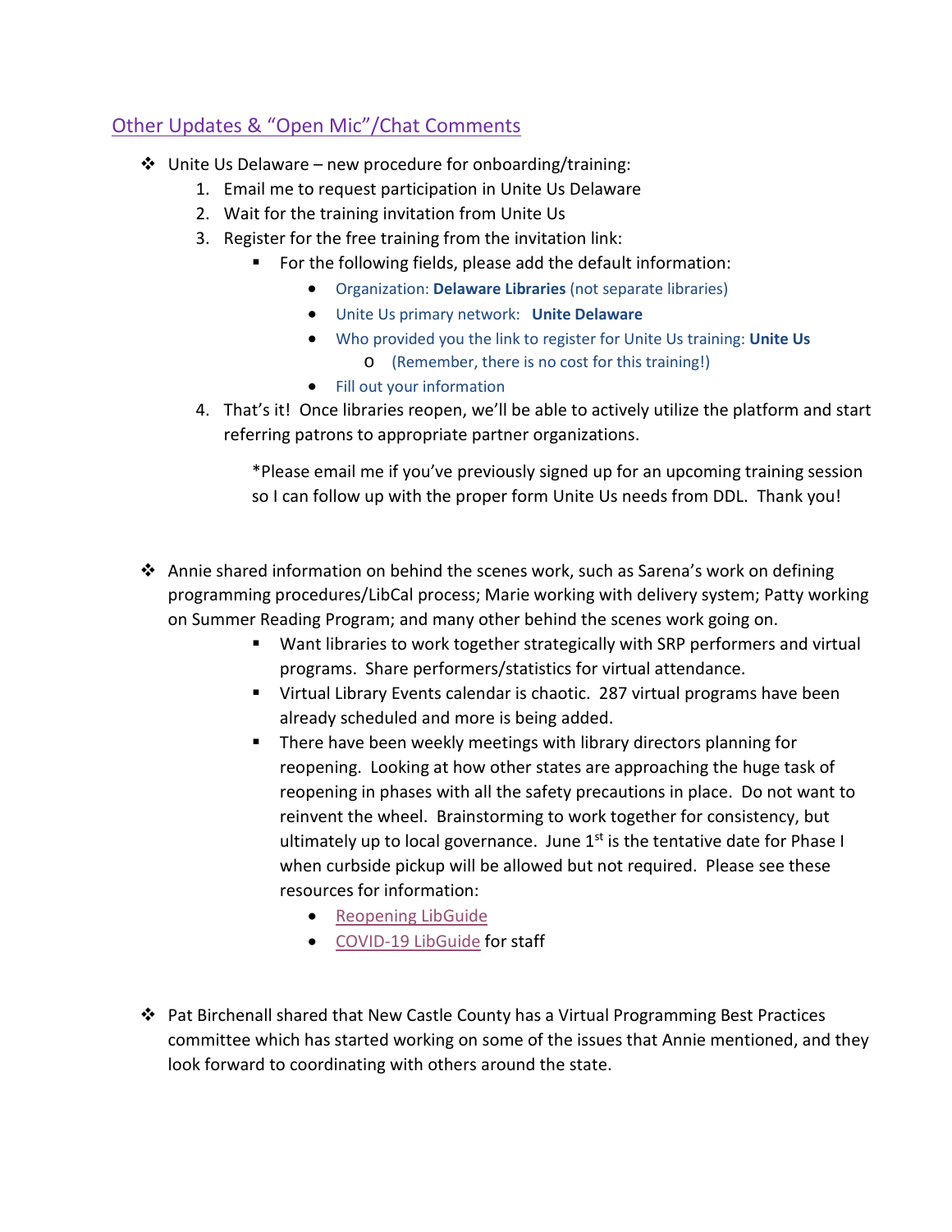## Other Updates & "Open Mic"/Chat Comments

- Unite Us Delaware – new procedure for onboarding/training:
  1. Email me to request participation in Unite Us Delaware
  2. Wait for the training invitation from Unite Us
  3. Register for the free training from the invitation link:
     - For the following fields, please add the default information:
       - Organization: **Delaware Libraries** (not separate libraries)
       - Unite Us primary network: **Unite Delaware**
       - Who provided you the link to register for Unite Us training: **Unite Us**
         - (Remember, there is no cost for this training!)
       - Fill out your information
  4. That's it! Once libraries reopen, we'll be able to actively utilize the platform and start referring patrons to appropriate partner organizations.

     *Please email me if you've previously signed up for an upcoming training session so I can follow up with the proper form Unite Us needs from DDL. Thank you!

- Annie shared information on behind the scenes work, such as Sarena's work on defining programming procedures/LibCal process; Marie working with delivery system; Patty working on Summer Reading Program; and many other behind the scenes work going on.
  - Want libraries to work together strategically with SRP performers and virtual programs. Share performers/statistics for virtual attendance.
  - Virtual Library Events calendar is chaotic. 287 virtual programs have been already scheduled and more is being added.
  - There have been weekly meetings with library directors planning for reopening. Looking at how other states are approaching the huge task of reopening in phases with all the safety precautions in place. Do not want to reinvent the wheel. Brainstorming to work together for consistency, but ultimately up to local governance. June 1st is the tentative date for Phase I when curbside pickup will be allowed but not required. Please see these resources for information:
    - Reopening LibGuide
    - COVID-19 LibGuide for staff

- Pat Birchenall shared that New Castle County has a Virtual Programming Best Practices committee which has started working on some of the issues that Annie mentioned, and they look forward to coordinating with others around the state.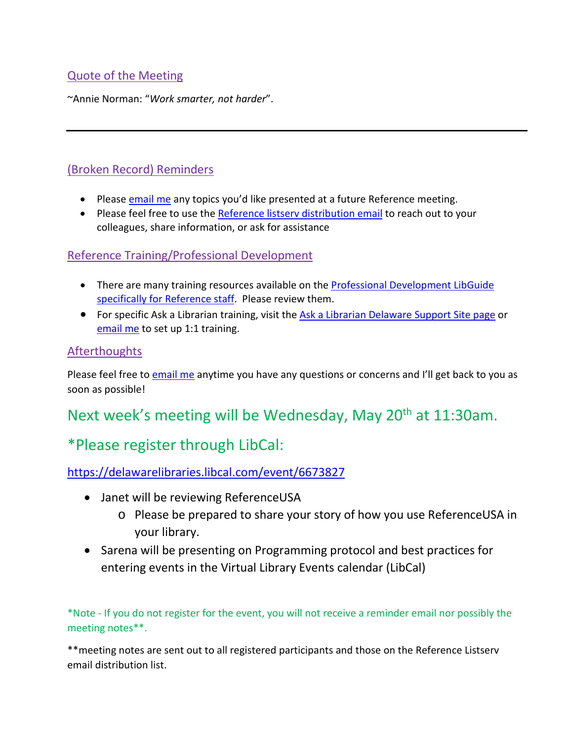## Quote of the Meeting

~Annie Norman: "*Work smarter, not harder*".

---

## (Broken Record) Reminders

- Please email me any topics you'd like presented at a future Reference meeting.
- Please feel free to use the Reference listserv distribution email to reach out to your colleagues, share information, or ask for assistance

## Reference Training/Professional Development

- There are many training resources available on the Professional Development LibGuide specifically for Reference staff. Please review them.
- For specific Ask a Librarian training, visit the Ask a Librarian Delaware Support Site page or email me to set up 1:1 training.

## Afterthoughts

Please feel free to email me anytime you have any questions or concerns and I'll get back to you as soon as possible!

## Next week's meeting will be Wednesday, May 20th at 11:30am.

## *Please register through LibCal:

https://delawarelibraries.libcal.com/event/6673827

- Janet will be reviewing ReferenceUSA
  - Please be prepared to share your story of how you use ReferenceUSA in your library.
- Sarena will be presenting on Programming protocol and best practices for entering events in the Virtual Library Events calendar (LibCal)

*Note - If you do not register for the event, you will not receive a reminder email nor possibly the meeting notes**.

**meeting notes are sent out to all registered participants and those on the Reference Listserv email distribution list.